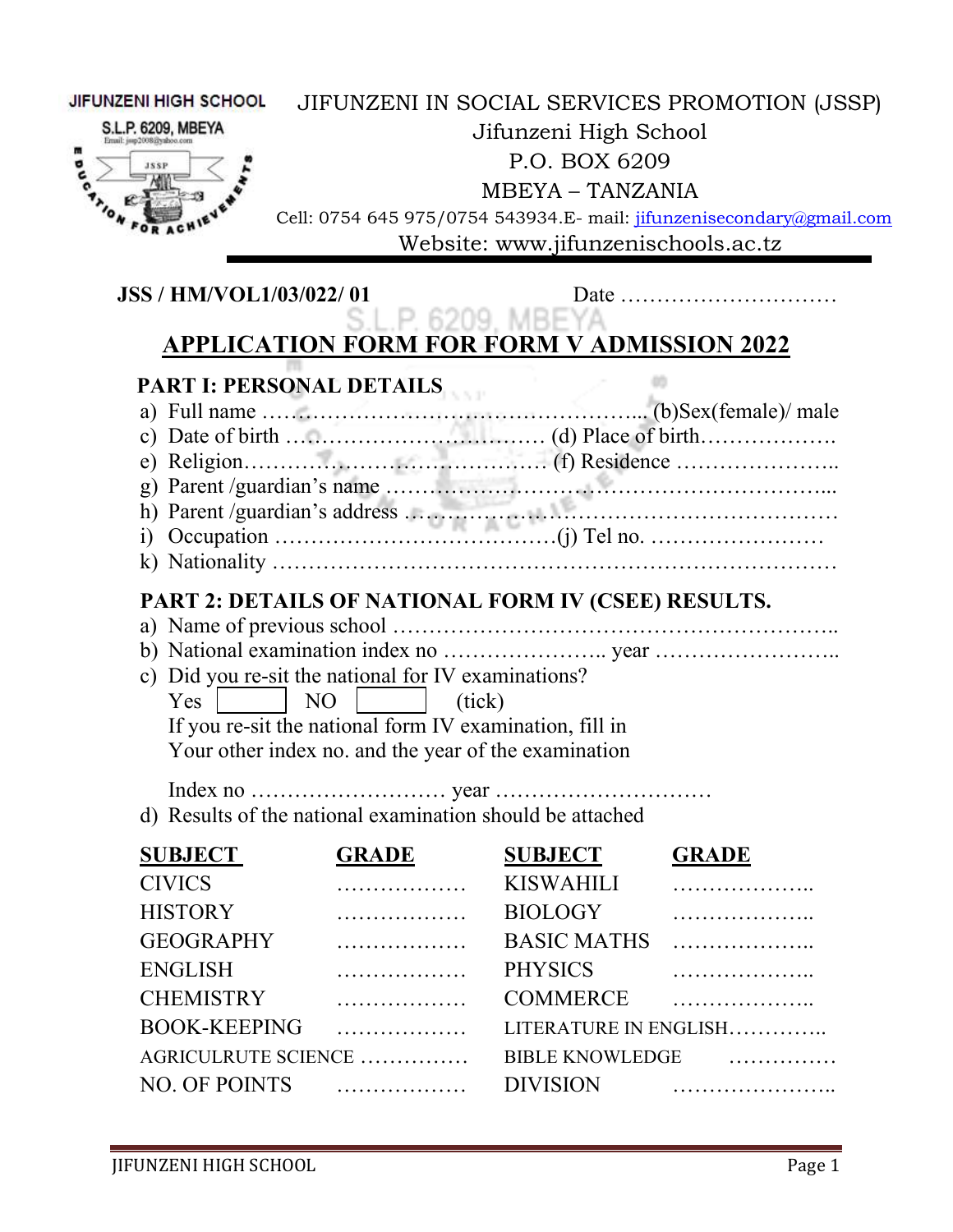JIFUNZENI HIGH SCHOOL
S.L.P. 6209, MBEYA

JIFUNZENI IN SOCIAL SERVICES PROMOTION (JSSP)
Jifunzeni High School
P.O. BOX 6209
MBEYA – TANZANIA
Cell: 0754 645 975/0754 543934.E- mail: jifunzenisecondary@gmail.com
Website: www.jifunzenischools.ac.tz

**JSS / HM/VOL1/03/022/ 01** Date …………………………

# APPLICATION FORM FOR FORM V ADMISSION 2022

## PART I: PERSONAL DETAILS

a) Full name ……………………………………………... (b)Sex(female)/ male
c) Date of birth ……………………………… (d) Place of birth……………….
e) Religion…………………………………… (f) Residence …………………..
g) Parent /guardian's name ……………………………………………………...
h) Parent /guardian's address ……………………………………………………
i) Occupation …………………………………(j) Tel no. ……………………
k) Nationality ……………………………………………………………………

## PART 2: DETAILS OF NATIONAL FORM IV (CSEE) RESULTS.

a) Name of previous school …………………………………………………..
b) National examination index no ………………….. year ……………………..
c) Did you re-sit the national for IV examinations?
Yes [ ] NO [ ] (tick)
If you re-sit the national form IV examination, fill in
Your other index no. and the year of the examination

Index no ……………………… year …………………………
d) Results of the national examination should be attached

| SUBJECT | GRADE | SUBJECT | GRADE |
|---|---|---|---|
| CIVICS | ……………… | KISWAHILI | ……………….. |
| HISTORY | ……………… | BIOLOGY | ……………….. |
| GEOGRAPHY | ……………… | BASIC MATHS | ……………….. |
| ENGLISH | ……………… | PHYSICS | ……………….. |
| CHEMISTRY | ……………… | COMMERCE | ……………….. |
| BOOK-KEEPING | ……………… | LITERATURE IN ENGLISH | ………….. |
| AGRICULRUTE SCIENCE | …………… | BIBLE KNOWLEDGE | …………… |
| NO. OF POINTS | ……………… | DIVISION | ………………….. |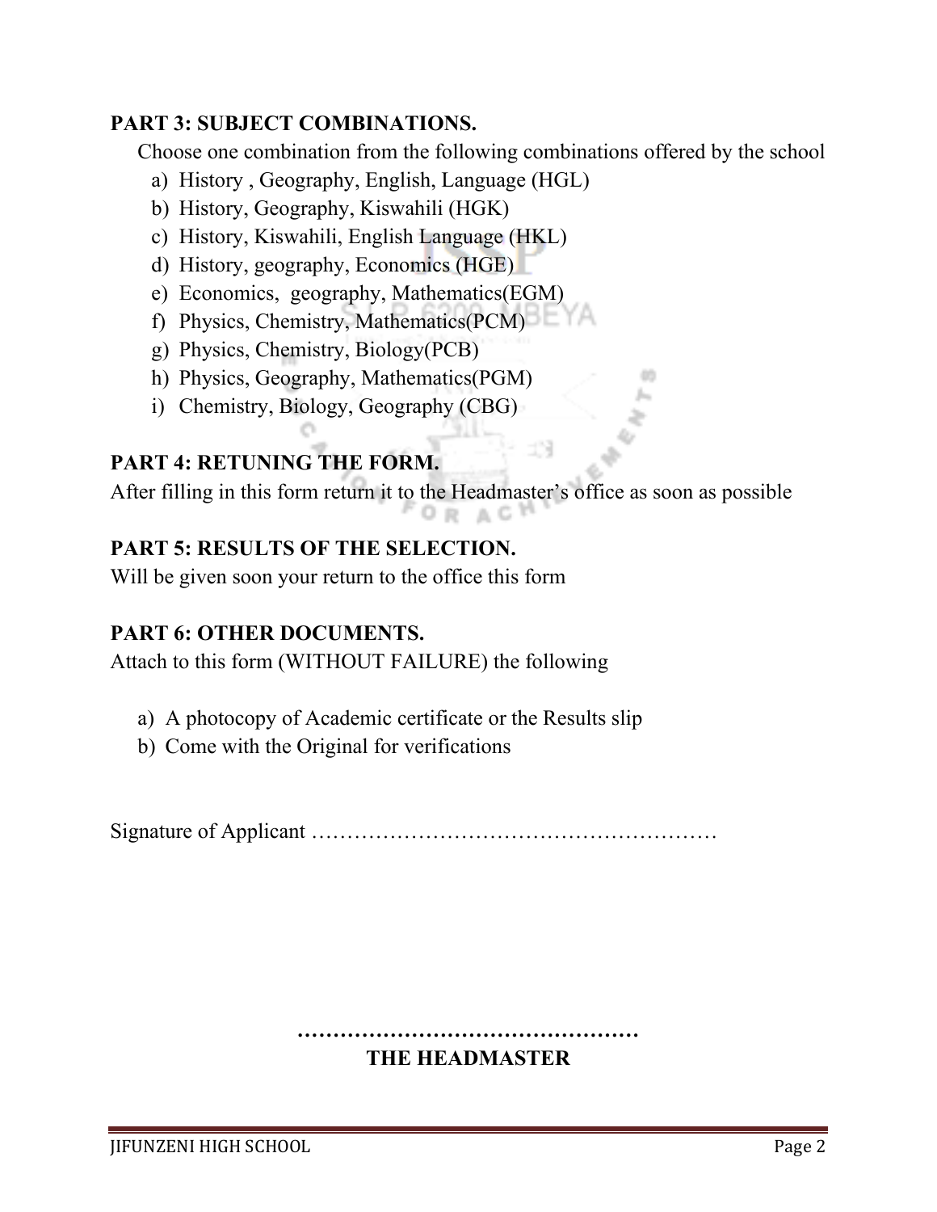**PART 3: SUBJECT COMBINATIONS.**

Choose one combination from the following combinations offered by the school

a) History , Geography, English, Language (HGL)
b) History, Geography, Kiswahili (HGK)
c) History, Kiswahili, English Language (HKL)
d) History, geography, Economics (HGE)
e) Economics, geography, Mathematics(EGM)
f) Physics, Chemistry, Mathematics(PCM)
g) Physics, Chemistry, Biology(PCB)
h) Physics, Geography, Mathematics(PGM)
i) Chemistry, Biology, Geography (CBG)

**PART 4: RETUNING THE FORM.**

After filling in this form return it to the Headmaster's office as soon as possible

**PART 5: RESULTS OF THE SELECTION.**

Will be given soon your return to the office this form

**PART 6: OTHER DOCUMENTS.**

Attach to this form (WITHOUT FAILURE) the following

a) A photocopy of Academic certificate or the Results slip
b) Come with the Original for verifications

Signature of Applicant ………………………………………………

**…………………………………………**

**THE HEADMASTER**